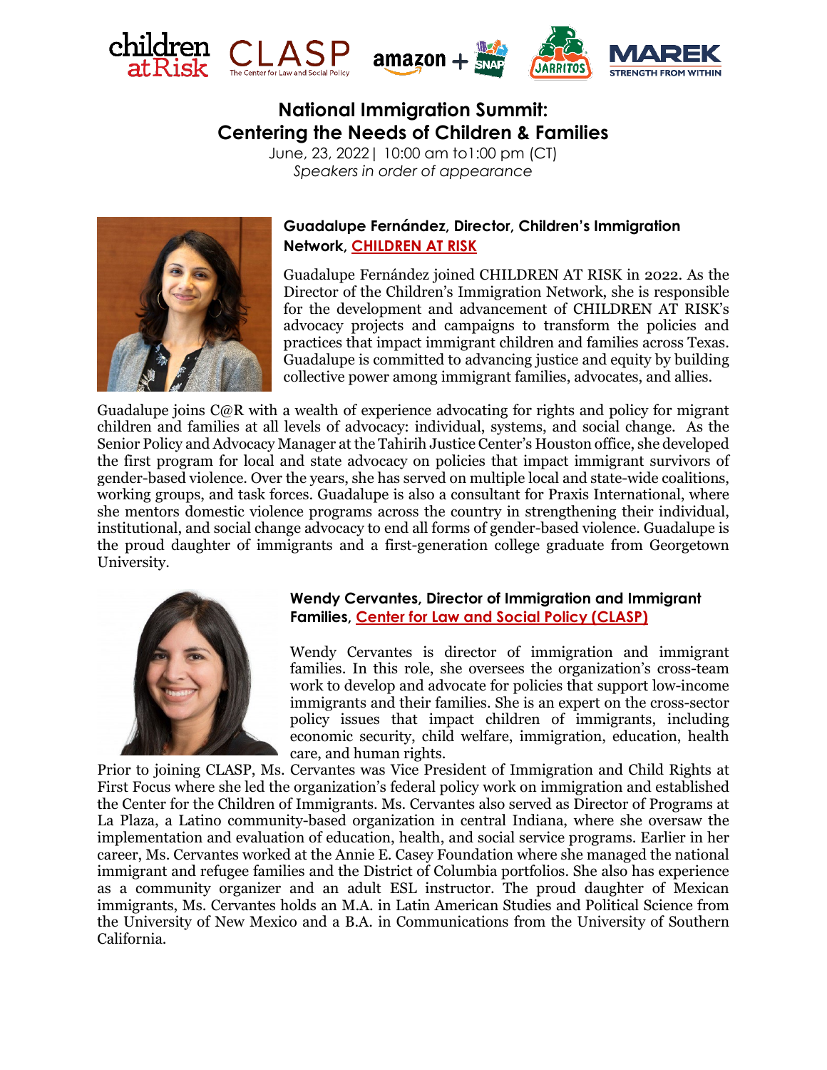# National Immigration Summit: Centering the Needs of Children & Families

June, 23, 2022| 10:00 am to1:00 pm (CT)

*Speakers in order of appearance*

**Guadalupe Fernández, Director, Children's Immigration Network, CHILDREN AT RISK**

Guadalupe Fernández joined CHILDREN AT RISK in 2022. As the Director of the Children's Immigration Network, she is responsible for the development and advancement of CHILDREN AT RISK's advocacy projects and campaigns to transform the policies and practices that impact immigrant children and families across Texas. Guadalupe is committed to advancing justice and equity by building collective power among immigrant families, advocates, and allies.

Guadalupe joins C@R with a wealth of experience advocating for rights and policy for migrant children and families at all levels of advocacy: individual, systems, and social change. As the Senior Policy and Advocacy Manager at the Tahirih Justice Center's Houston office, she developed the first program for local and state advocacy on policies that impact immigrant survivors of gender-based violence. Over the years, she has served on multiple local and state-wide coalitions, working groups, and task forces. Guadalupe is also a consultant for Praxis International, where she mentors domestic violence programs across the country in strengthening their individual, institutional, and social change advocacy to end all forms of gender-based violence. Guadalupe is the proud daughter of immigrants and a first-generation college graduate from Georgetown University.

**Wendy Cervantes, Director of Immigration and Immigrant Families, Center for Law and Social Policy (CLASP)**

Wendy Cervantes is director of immigration and immigrant families. In this role, she oversees the organization's cross-team work to develop and advocate for policies that support low-income immigrants and their families. She is an expert on the cross-sector policy issues that impact children of immigrants, including economic security, child welfare, immigration, education, health care, and human rights.

Prior to joining CLASP, Ms. Cervantes was Vice President of Immigration and Child Rights at First Focus where she led the organization's federal policy work on immigration and established the Center for the Children of Immigrants. Ms. Cervantes also served as Director of Programs at La Plaza, a Latino community-based organization in central Indiana, where she oversaw the implementation and evaluation of education, health, and social service programs. Earlier in her career, Ms. Cervantes worked at the Annie E. Casey Foundation where she managed the national immigrant and refugee families and the District of Columbia portfolios. She also has experience as a community organizer and an adult ESL instructor. The proud daughter of Mexican immigrants, Ms. Cervantes holds an M.A. in Latin American Studies and Political Science from the University of New Mexico and a B.A. in Communications from the University of Southern California.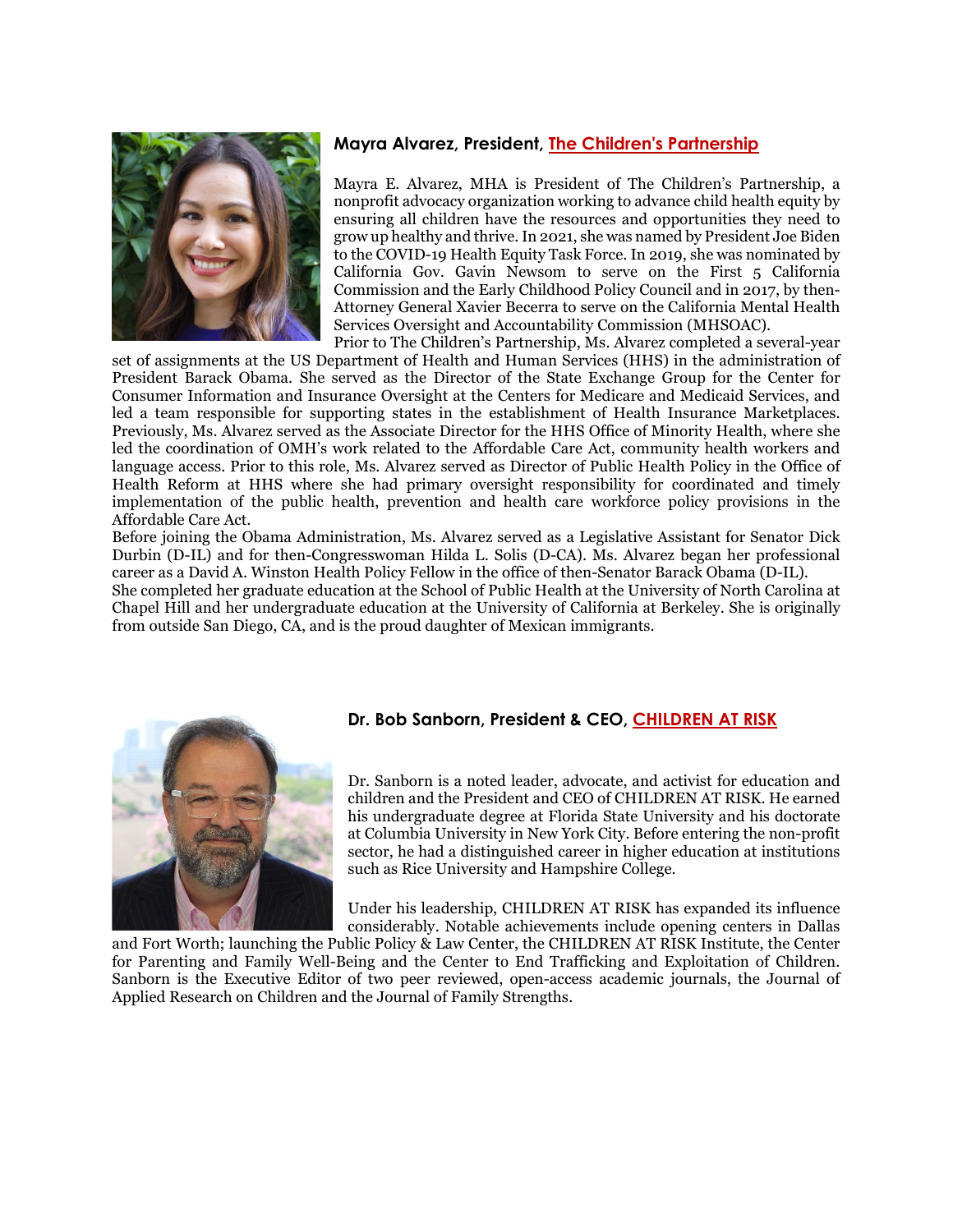### Mayra Alvarez, President, The Children's Partnership

Mayra E. Alvarez, MHA is President of The Children's Partnership, a nonprofit advocacy organization working to advance child health equity by ensuring all children have the resources and opportunities they need to grow up healthy and thrive. In 2021, she was named by President Joe Biden to the COVID-19 Health Equity Task Force. In 2019, she was nominated by California Gov. Gavin Newsom to serve on the First 5 California Commission and the Early Childhood Policy Council and in 2017, by then-Attorney General Xavier Becerra to serve on the California Mental Health Services Oversight and Accountability Commission (MHSOAC).

Prior to The Children's Partnership, Ms. Alvarez completed a several-year set of assignments at the US Department of Health and Human Services (HHS) in the administration of President Barack Obama. She served as the Director of the State Exchange Group for the Center for Consumer Information and Insurance Oversight at the Centers for Medicare and Medicaid Services, and led a team responsible for supporting states in the establishment of Health Insurance Marketplaces. Previously, Ms. Alvarez served as the Associate Director for the HHS Office of Minority Health, where she led the coordination of OMH's work related to the Affordable Care Act, community health workers and language access. Prior to this role, Ms. Alvarez served as Director of Public Health Policy in the Office of Health Reform at HHS where she had primary oversight responsibility for coordinated and timely implementation of the public health, prevention and health care workforce policy provisions in the Affordable Care Act.

Before joining the Obama Administration, Ms. Alvarez served as a Legislative Assistant for Senator Dick Durbin (D-IL) and for then-Congresswoman Hilda L. Solis (D-CA). Ms. Alvarez began her professional career as a David A. Winston Health Policy Fellow in the office of then-Senator Barack Obama (D-IL).

She completed her graduate education at the School of Public Health at the University of North Carolina at Chapel Hill and her undergraduate education at the University of California at Berkeley. She is originally from outside San Diego, CA, and is the proud daughter of Mexican immigrants.

### Dr. Bob Sanborn, President & CEO, CHILDREN AT RISK

Dr. Sanborn is a noted leader, advocate, and activist for education and children and the President and CEO of CHILDREN AT RISK. He earned his undergraduate degree at Florida State University and his doctorate at Columbia University in New York City. Before entering the non-profit sector, he had a distinguished career in higher education at institutions such as Rice University and Hampshire College.

Under his leadership, CHILDREN AT RISK has expanded its influence considerably. Notable achievements include opening centers in Dallas and Fort Worth; launching the Public Policy & Law Center, the CHILDREN AT RISK Institute, the Center for Parenting and Family Well-Being and the Center to End Trafficking and Exploitation of Children. Sanborn is the Executive Editor of two peer reviewed, open-access academic journals, the Journal of Applied Research on Children and the Journal of Family Strengths.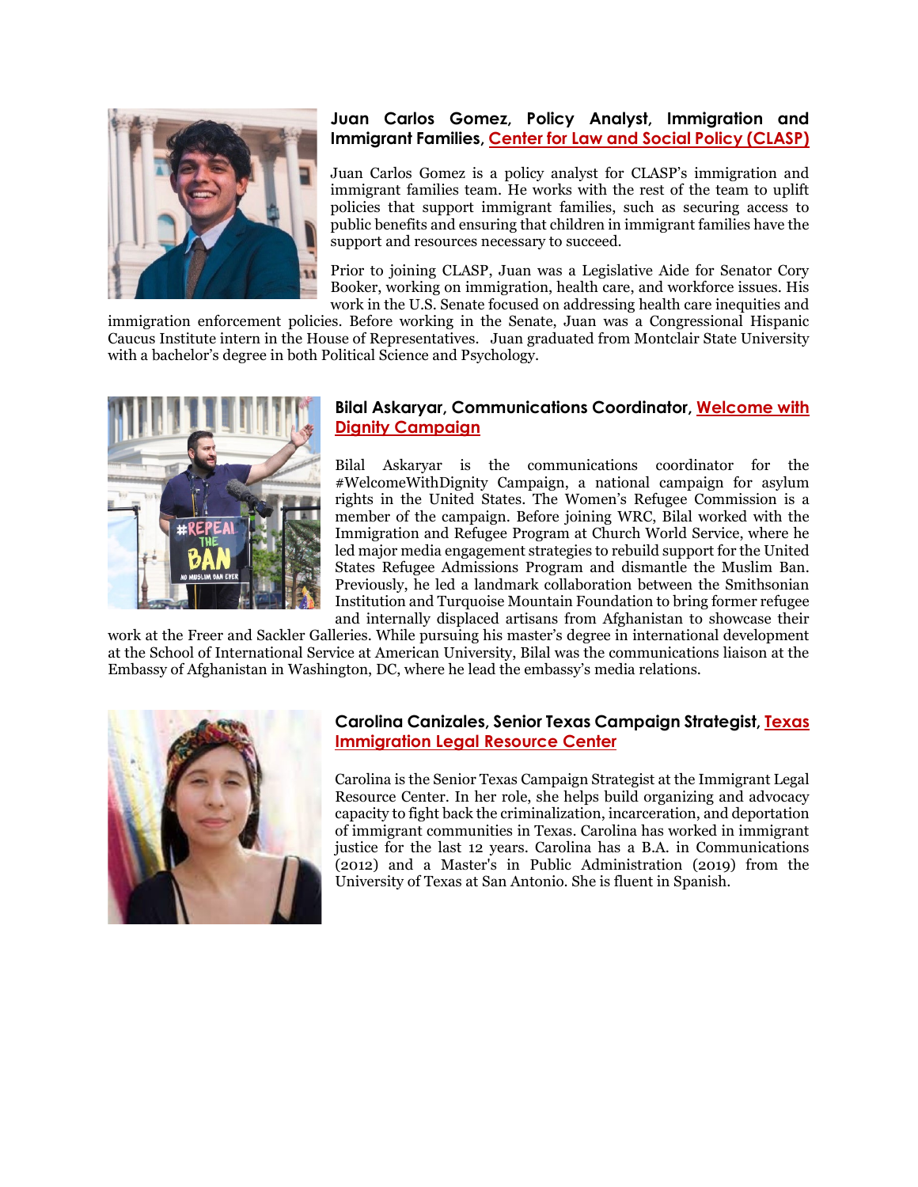**Juan Carlos Gomez, Policy Analyst, Immigration and Immigrant Families, Center for Law and Social Policy (CLASP)**

Juan Carlos Gomez is a policy analyst for CLASP's immigration and immigrant families team. He works with the rest of the team to uplift policies that support immigrant families, such as securing access to public benefits and ensuring that children in immigrant families have the support and resources necessary to succeed.

Prior to joining CLASP, Juan was a Legislative Aide for Senator Cory Booker, working on immigration, health care, and workforce issues. His work in the U.S. Senate focused on addressing health care inequities and immigration enforcement policies. Before working in the Senate, Juan was a Congressional Hispanic Caucus Institute intern in the House of Representatives. Juan graduated from Montclair State University with a bachelor's degree in both Political Science and Psychology.

**Bilal Askaryar, Communications Coordinator, Welcome with Dignity Campaign**

Bilal Askaryar is the communications coordinator for the #WelcomeWithDignity Campaign, a national campaign for asylum rights in the United States. The Women's Refugee Commission is a member of the campaign. Before joining WRC, Bilal worked with the Immigration and Refugee Program at Church World Service, where he led major media engagement strategies to rebuild support for the United States Refugee Admissions Program and dismantle the Muslim Ban. Previously, he led a landmark collaboration between the Smithsonian Institution and Turquoise Mountain Foundation to bring former refugee and internally displaced artisans from Afghanistan to showcase their work at the Freer and Sackler Galleries. While pursuing his master's degree in international development at the School of International Service at American University, Bilal was the communications liaison at the Embassy of Afghanistan in Washington, DC, where he lead the embassy's media relations.

**Carolina Canizales, Senior Texas Campaign Strategist, Texas Immigration Legal Resource Center**

Carolina is the Senior Texas Campaign Strategist at the Immigrant Legal Resource Center. In her role, she helps build organizing and advocacy capacity to fight back the criminalization, incarceration, and deportation of immigrant communities in Texas. Carolina has worked in immigrant justice for the last 12 years. Carolina has a B.A. in Communications (2012) and a Master's in Public Administration (2019) from the University of Texas at San Antonio. She is fluent in Spanish.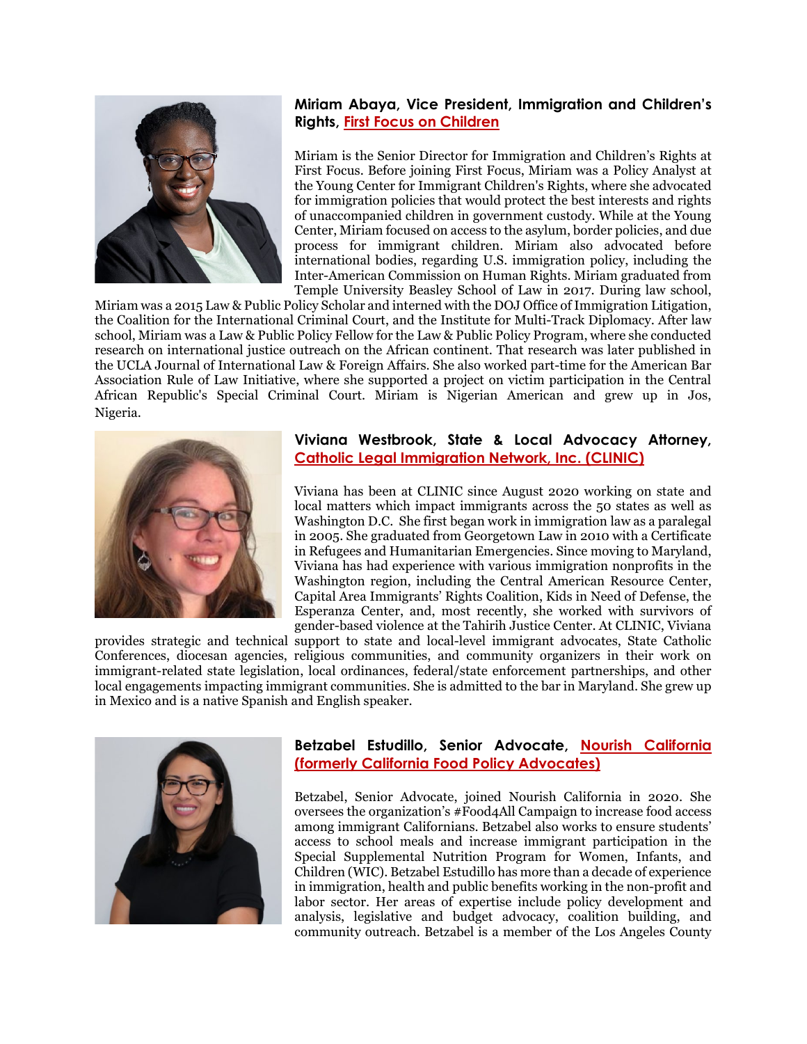### Miriam Abaya, Vice President, Immigration and Children's Rights, First Focus on Children

Miriam is the Senior Director for Immigration and Children's Rights at First Focus. Before joining First Focus, Miriam was a Policy Analyst at the Young Center for Immigrant Children's Rights, where she advocated for immigration policies that would protect the best interests and rights of unaccompanied children in government custody. While at the Young Center, Miriam focused on access to the asylum, border policies, and due process for immigrant children. Miriam also advocated before international bodies, regarding U.S. immigration policy, including the Inter-American Commission on Human Rights. Miriam graduated from Temple University Beasley School of Law in 2017. During law school, Miriam was a 2015 Law & Public Policy Scholar and interned with the DOJ Office of Immigration Litigation, the Coalition for the International Criminal Court, and the Institute for Multi-Track Diplomacy. After law school, Miriam was a Law & Public Policy Fellow for the Law & Public Policy Program, where she conducted research on international justice outreach on the African continent. That research was later published in the UCLA Journal of International Law & Foreign Affairs. She also worked part-time for the American Bar Association Rule of Law Initiative, where she supported a project on victim participation in the Central African Republic's Special Criminal Court. Miriam is Nigerian American and grew up in Jos, Nigeria.

### Viviana Westbrook, State & Local Advocacy Attorney, Catholic Legal Immigration Network, Inc. (CLINIC)

Viviana has been at CLINIC since August 2020 working on state and local matters which impact immigrants across the 50 states as well as Washington D.C. She first began work in immigration law as a paralegal in 2005. She graduated from Georgetown Law in 2010 with a Certificate in Refugees and Humanitarian Emergencies. Since moving to Maryland, Viviana has had experience with various immigration nonprofits in the Washington region, including the Central American Resource Center, Capital Area Immigrants' Rights Coalition, Kids in Need of Defense, the Esperanza Center, and, most recently, she worked with survivors of gender-based violence at the Tahirih Justice Center. At CLINIC, Viviana provides strategic and technical support to state and local-level immigrant advocates, State Catholic Conferences, diocesan agencies, religious communities, and community organizers in their work on immigrant-related state legislation, local ordinances, federal/state enforcement partnerships, and other local engagements impacting immigrant communities. She is admitted to the bar in Maryland. She grew up in Mexico and is a native Spanish and English speaker.

### Betzabel Estudillo, Senior Advocate, Nourish California (formerly California Food Policy Advocates)

Betzabel, Senior Advocate, joined Nourish California in 2020. She oversees the organization's #Food4All Campaign to increase food access among immigrant Californians. Betzabel also works to ensure students' access to school meals and increase immigrant participation in the Special Supplemental Nutrition Program for Women, Infants, and Children (WIC). Betzabel Estudillo has more than a decade of experience in immigration, health and public benefits working in the non-profit and labor sector. Her areas of expertise include policy development and analysis, legislative and budget advocacy, coalition building, and community outreach. Betzabel is a member of the Los Angeles County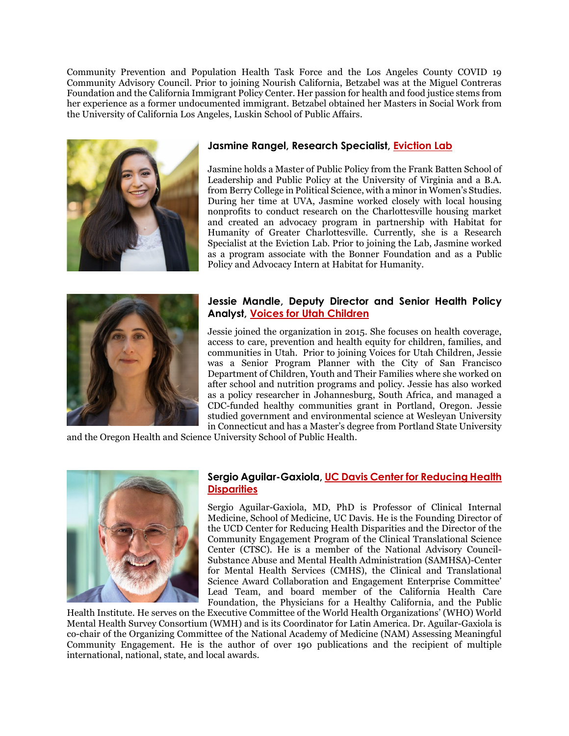Community Prevention and Population Health Task Force and the Los Angeles County COVID 19 Community Advisory Council. Prior to joining Nourish California, Betzabel was at the Miguel Contreras Foundation and the California Immigrant Policy Center. Her passion for health and food justice stems from her experience as a former undocumented immigrant. Betzabel obtained her Masters in Social Work from the University of California Los Angeles, Luskin School of Public Affairs.

### Jasmine Rangel, Research Specialist, Eviction Lab

Jasmine holds a Master of Public Policy from the Frank Batten School of Leadership and Public Policy at the University of Virginia and a B.A. from Berry College in Political Science, with a minor in Women's Studies. During her time at UVA, Jasmine worked closely with local housing nonprofits to conduct research on the Charlottesville housing market and created an advocacy program in partnership with Habitat for Humanity of Greater Charlottesville. Currently, she is a Research Specialist at the Eviction Lab. Prior to joining the Lab, Jasmine worked as a program associate with the Bonner Foundation and as a Public Policy and Advocacy Intern at Habitat for Humanity.

### Jessie Mandle, Deputy Director and Senior Health Policy Analyst, Voices for Utah Children

Jessie joined the organization in 2015. She focuses on health coverage, access to care, prevention and health equity for children, families, and communities in Utah. Prior to joining Voices for Utah Children, Jessie was a Senior Program Planner with the City of San Francisco Department of Children, Youth and Their Families where she worked on after school and nutrition programs and policy. Jessie has also worked as a policy researcher in Johannesburg, South Africa, and managed a CDC-funded healthy communities grant in Portland, Oregon. Jessie studied government and environmental science at Wesleyan University in Connecticut and has a Master's degree from Portland State University and the Oregon Health and Science University School of Public Health.

### Sergio Aguilar-Gaxiola, UC Davis Center for Reducing Health Disparities

Sergio Aguilar-Gaxiola, MD, PhD is Professor of Clinical Internal Medicine, School of Medicine, UC Davis. He is the Founding Director of the UCD Center for Reducing Health Disparities and the Director of the Community Engagement Program of the Clinical Translational Science Center (CTSC). He is a member of the National Advisory Council-Substance Abuse and Mental Health Administration (SAMHSA)-Center for Mental Health Services (CMHS), the Clinical and Translational Science Award Collaboration and Engagement Enterprise Committee' Lead Team, and board member of the California Health Care Foundation, the Physicians for a Healthy California, and the Public Health Institute. He serves on the Executive Committee of the World Health Organizations' (WHO) World Mental Health Survey Consortium (WMH) and is its Coordinator for Latin America. Dr. Aguilar-Gaxiola is co-chair of the Organizing Committee of the National Academy of Medicine (NAM) Assessing Meaningful Community Engagement. He is the author of over 190 publications and the recipient of multiple international, national, state, and local awards.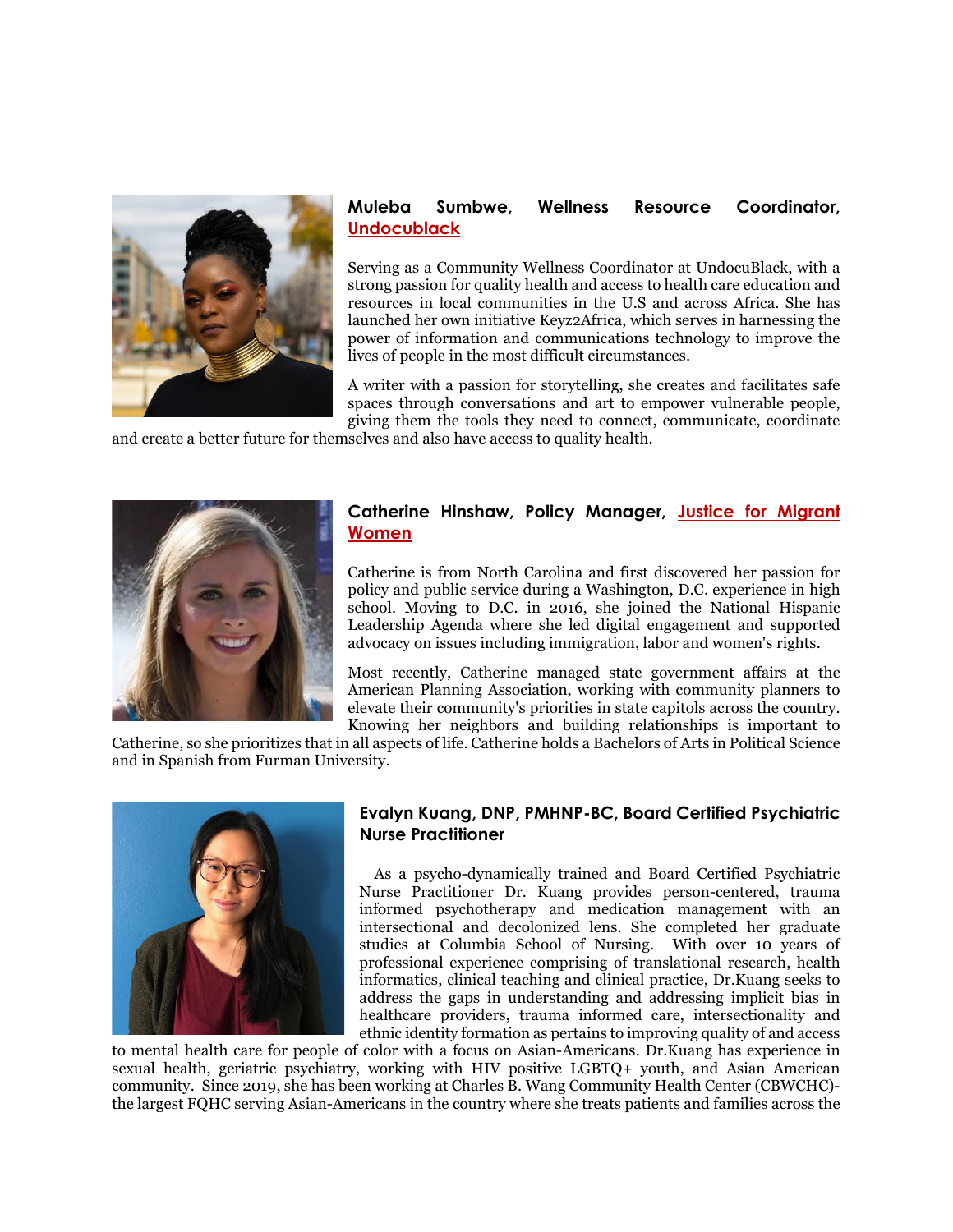### Muleba Sumbwe, Wellness Resource Coordinator, Undocublack

Serving as a Community Wellness Coordinator at UndocuBlack, with a strong passion for quality health and access to health care education and resources in local communities in the U.S and across Africa. She has launched her own initiative Keyz2Africa, which serves in harnessing the power of information and communications technology to improve the lives of people in the most difficult circumstances.

A writer with a passion for storytelling, she creates and facilitates safe spaces through conversations and art to empower vulnerable people, giving them the tools they need to connect, communicate, coordinate and create a better future for themselves and also have access to quality health.

### Catherine Hinshaw, Policy Manager, Justice for Migrant Women

Catherine is from North Carolina and first discovered her passion for policy and public service during a Washington, D.C. experience in high school. Moving to D.C. in 2016, she joined the National Hispanic Leadership Agenda where she led digital engagement and supported advocacy on issues including immigration, labor and women's rights.

Most recently, Catherine managed state government affairs at the American Planning Association, working with community planners to elevate their community's priorities in state capitols across the country. Knowing her neighbors and building relationships is important to Catherine, so she prioritizes that in all aspects of life. Catherine holds a Bachelors of Arts in Political Science and in Spanish from Furman University.

### Evalyn Kuang, DNP, PMHNP-BC, Board Certified Psychiatric Nurse Practitioner

As a psycho-dynamically trained and Board Certified Psychiatric Nurse Practitioner Dr. Kuang provides person-centered, trauma informed psychotherapy and medication management with an intersectional and decolonized lens. She completed her graduate studies at Columbia School of Nursing. With over 10 years of professional experience comprising of translational research, health informatics, clinical teaching and clinical practice, Dr.Kuang seeks to address the gaps in understanding and addressing implicit bias in healthcare providers, trauma informed care, intersectionality and ethnic identity formation as pertains to improving quality of and access to mental health care for people of color with a focus on Asian-Americans. Dr.Kuang has experience in sexual health, geriatric psychiatry, working with HIV positive LGBTQ+ youth, and Asian American community. Since 2019, she has been working at Charles B. Wang Community Health Center (CBWCHC)- the largest FQHC serving Asian-Americans in the country where she treats patients and families across the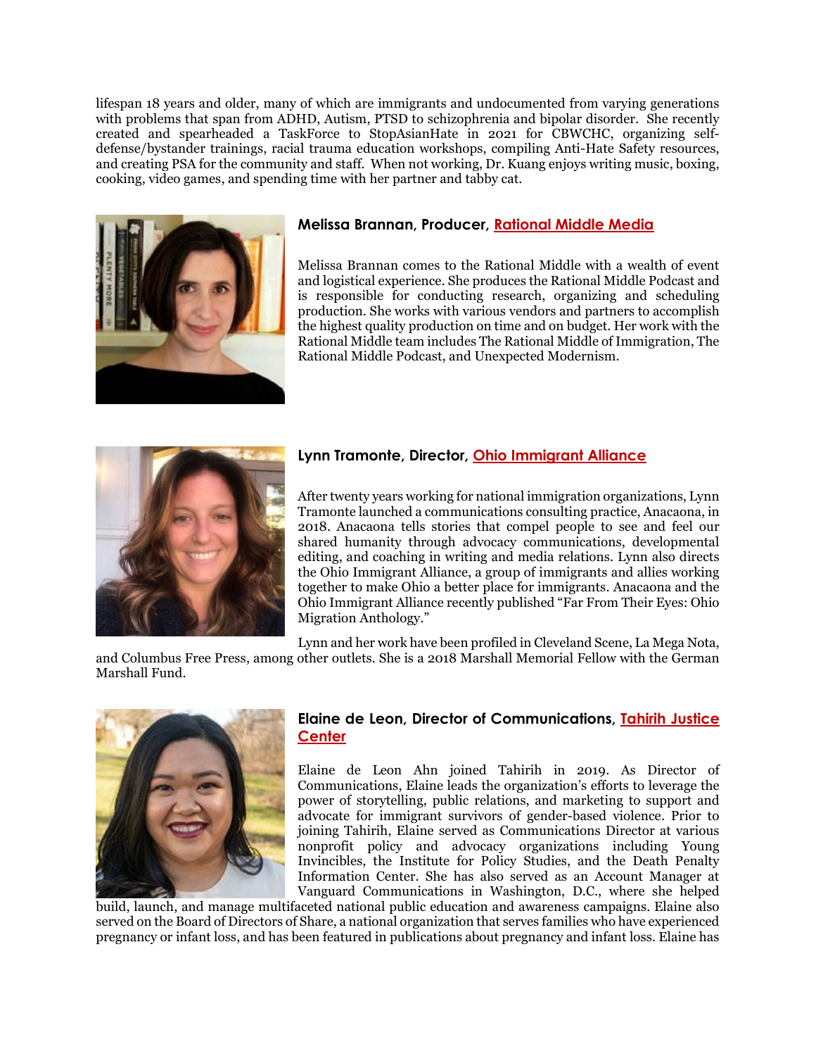lifespan 18 years and older, many of which are immigrants and undocumented from varying generations with problems that span from ADHD, Autism, PTSD to schizophrenia and bipolar disorder. She recently created and spearheaded a TaskForce to StopAsianHate in 2021 for CBWCHC, organizing self-defense/bystander trainings, racial trauma education workshops, compiling Anti-Hate Safety resources, and creating PSA for the community and staff. When not working, Dr. Kuang enjoys writing music, boxing, cooking, video games, and spending time with her partner and tabby cat.

### Melissa Brannan, Producer, Rational Middle Media

Melissa Brannan comes to the Rational Middle with a wealth of event and logistical experience. She produces the Rational Middle Podcast and is responsible for conducting research, organizing and scheduling production. She works with various vendors and partners to accomplish the highest quality production on time and on budget. Her work with the Rational Middle team includes The Rational Middle of Immigration, The Rational Middle Podcast, and Unexpected Modernism.

### Lynn Tramonte, Director, Ohio Immigrant Alliance

After twenty years working for national immigration organizations, Lynn Tramonte launched a communications consulting practice, Anacaona, in 2018. Anacaona tells stories that compel people to see and feel our shared humanity through advocacy communications, developmental editing, and coaching in writing and media relations. Lynn also directs the Ohio Immigrant Alliance, a group of immigrants and allies working together to make Ohio a better place for immigrants. Anacaona and the Ohio Immigrant Alliance recently published "Far From Their Eyes: Ohio Migration Anthology."

Lynn and her work have been profiled in Cleveland Scene, La Mega Nota, and Columbus Free Press, among other outlets. She is a 2018 Marshall Memorial Fellow with the German Marshall Fund.

### Elaine de Leon, Director of Communications, Tahirih Justice Center

Elaine de Leon Ahn joined Tahirih in 2019. As Director of Communications, Elaine leads the organization's efforts to leverage the power of storytelling, public relations, and marketing to support and advocate for immigrant survivors of gender-based violence. Prior to joining Tahirih, Elaine served as Communications Director at various nonprofit policy and advocacy organizations including Young Invincibles, the Institute for Policy Studies, and the Death Penalty Information Center. She has also served as an Account Manager at Vanguard Communications in Washington, D.C., where she helped build, launch, and manage multifaceted national public education and awareness campaigns. Elaine also served on the Board of Directors of Share, a national organization that serves families who have experienced pregnancy or infant loss, and has been featured in publications about pregnancy and infant loss. Elaine has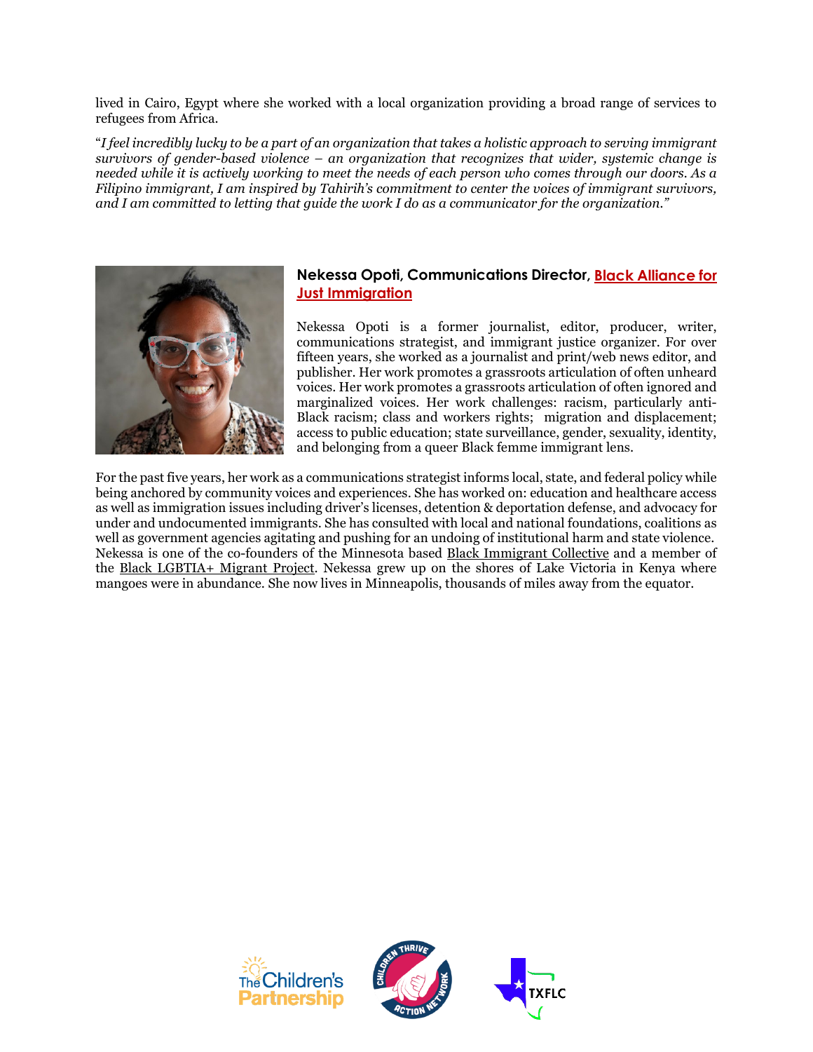lived in Cairo, Egypt where she worked with a local organization providing a broad range of services to refugees from Africa.

"*I feel incredibly lucky to be a part of an organization that takes a holistic approach to serving immigrant survivors of gender-based violence – an organization that recognizes that wider, systemic change is needed while it is actively working to meet the needs of each person who comes through our doors. As a Filipino immigrant, I am inspired by Tahirih's commitment to center the voices of immigrant survivors, and I am committed to letting that guide the work I do as a communicator for the organization.*"

### Nekessa Opoti, Communications Director, Black Alliance for Just Immigration

Nekessa Opoti is a former journalist, editor, producer, writer, communications strategist, and immigrant justice organizer. For over fifteen years, she worked as a journalist and print/web news editor, and publisher. Her work promotes a grassroots articulation of often unheard voices. Her work promotes a grassroots articulation of often ignored and marginalized voices. Her work challenges: racism, particularly anti-Black racism; class and workers rights; migration and displacement; access to public education; state surveillance, gender, sexuality, identity, and belonging from a queer Black femme immigrant lens.

For the past five years, her work as a communications strategist informs local, state, and federal policy while being anchored by community voices and experiences. She has worked on: education and healthcare access as well as immigration issues including driver's licenses, detention & deportation defense, and advocacy for under and undocumented immigrants. She has consulted with local and national foundations, coalitions as well as government agencies agitating and pushing for an undoing of institutional harm and state violence. Nekessa is one of the co-founders of the Minnesota based Black Immigrant Collective and a member of the Black LGBTIA+ Migrant Project. Nekessa grew up on the shores of Lake Victoria in Kenya where mangoes were in abundance. She now lives in Minneapolis, thousands of miles away from the equator.